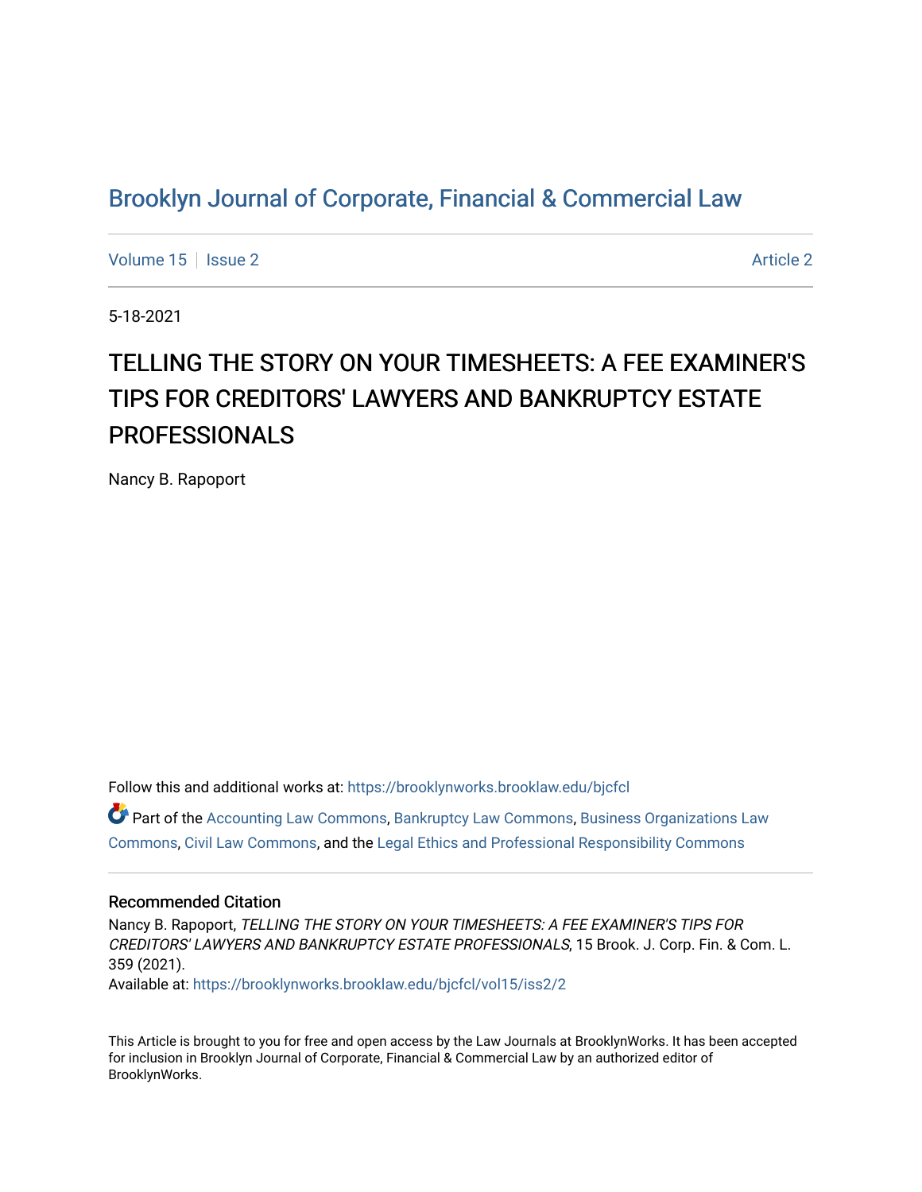# Brooklyn Journal of Corporate, Financial & Commercial Law

Volume 15 | Issue 2 | Article 2

5-18-2021

## TELLING THE STORY ON YOUR TIMESHEETS: A FEE EXAMINER'S TIPS FOR CREDITORS' LAWYERS AND BANKRUPTCY ESTATE PROFESSIONALS

Nancy B. Rapoport

Follow this and additional works at: https://brooklynworks.brooklaw.edu/bjcfcl

Part of the Accounting Law Commons, Bankruptcy Law Commons, Business Organizations Law Commons, Civil Law Commons, and the Legal Ethics and Professional Responsibility Commons

### Recommended Citation

Nancy B. Rapoport, *TELLING THE STORY ON YOUR TIMESHEETS: A FEE EXAMINER'S TIPS FOR CREDITORS' LAWYERS AND BANKRUPTCY ESTATE PROFESSIONALS*, 15 Brook. J. Corp. Fin. & Com. L. 359 (2021).

Available at: https://brooklynworks.brooklaw.edu/bjcfcl/vol15/iss2/2

This Article is brought to you for free and open access by the Law Journals at BrooklynWorks. It has been accepted for inclusion in Brooklyn Journal of Corporate, Financial & Commercial Law by an authorized editor of BrooklynWorks.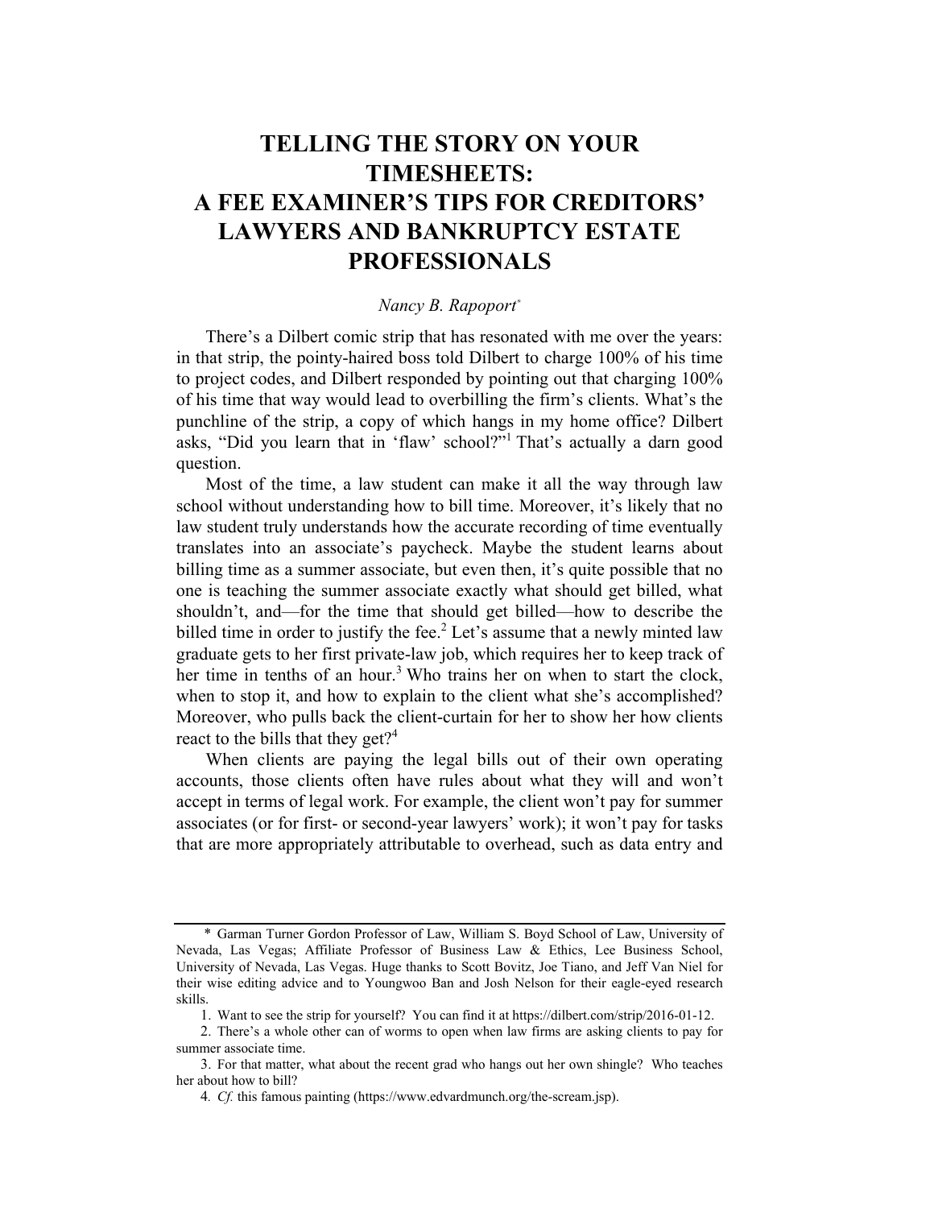# TELLING THE STORY ON YOUR TIMESHEETS: A FEE EXAMINER'S TIPS FOR CREDITORS' LAWYERS AND BANKRUPTCY ESTATE PROFESSIONALS

*Nancy B. Rapoport*[*]

There's a Dilbert comic strip that has resonated with me over the years: in that strip, the pointy-haired boss told Dilbert to charge 100% of his time to project codes, and Dilbert responded by pointing out that charging 100% of his time that way would lead to overbilling the firm's clients. What's the punchline of the strip, a copy of which hangs in my home office? Dilbert asks, "Did you learn that in 'flaw' school?"[1] That's actually a darn good question.

Most of the time, a law student can make it all the way through law school without understanding how to bill time. Moreover, it's likely that no law student truly understands how the accurate recording of time eventually translates into an associate's paycheck. Maybe the student learns about billing time as a summer associate, but even then, it's quite possible that no one is teaching the summer associate exactly what should get billed, what shouldn't, and—for the time that should get billed—how to describe the billed time in order to justify the fee.[2] Let's assume that a newly minted law graduate gets to her first private-law job, which requires her to keep track of her time in tenths of an hour.[3] Who trains her on when to start the clock, when to stop it, and how to explain to the client what she's accomplished? Moreover, who pulls back the client-curtain for her to show her how clients react to the bills that they get?[4]

When clients are paying the legal bills out of their own operating accounts, those clients often have rules about what they will and won't accept in terms of legal work. For example, the client won't pay for summer associates (or for first- or second-year lawyers' work); it won't pay for tasks that are more appropriately attributable to overhead, such as data entry and

---

\* Garman Turner Gordon Professor of Law, William S. Boyd School of Law, University of Nevada, Las Vegas; Affiliate Professor of Business Law & Ethics, Lee Business School, University of Nevada, Las Vegas. Huge thanks to Scott Bovitz, Joe Tiano, and Jeff Van Niel for their wise editing advice and to Youngwoo Ban and Josh Nelson for their eagle-eyed research skills.

1. Want to see the strip for yourself? You can find it at https://dilbert.com/strip/2016-01-12.

2. There's a whole other can of worms to open when law firms are asking clients to pay for summer associate time.

3. For that matter, what about the recent grad who hangs out her own shingle? Who teaches her about how to bill?

4. *Cf.* this famous painting (https://www.edvardmunch.org/the-scream.jsp).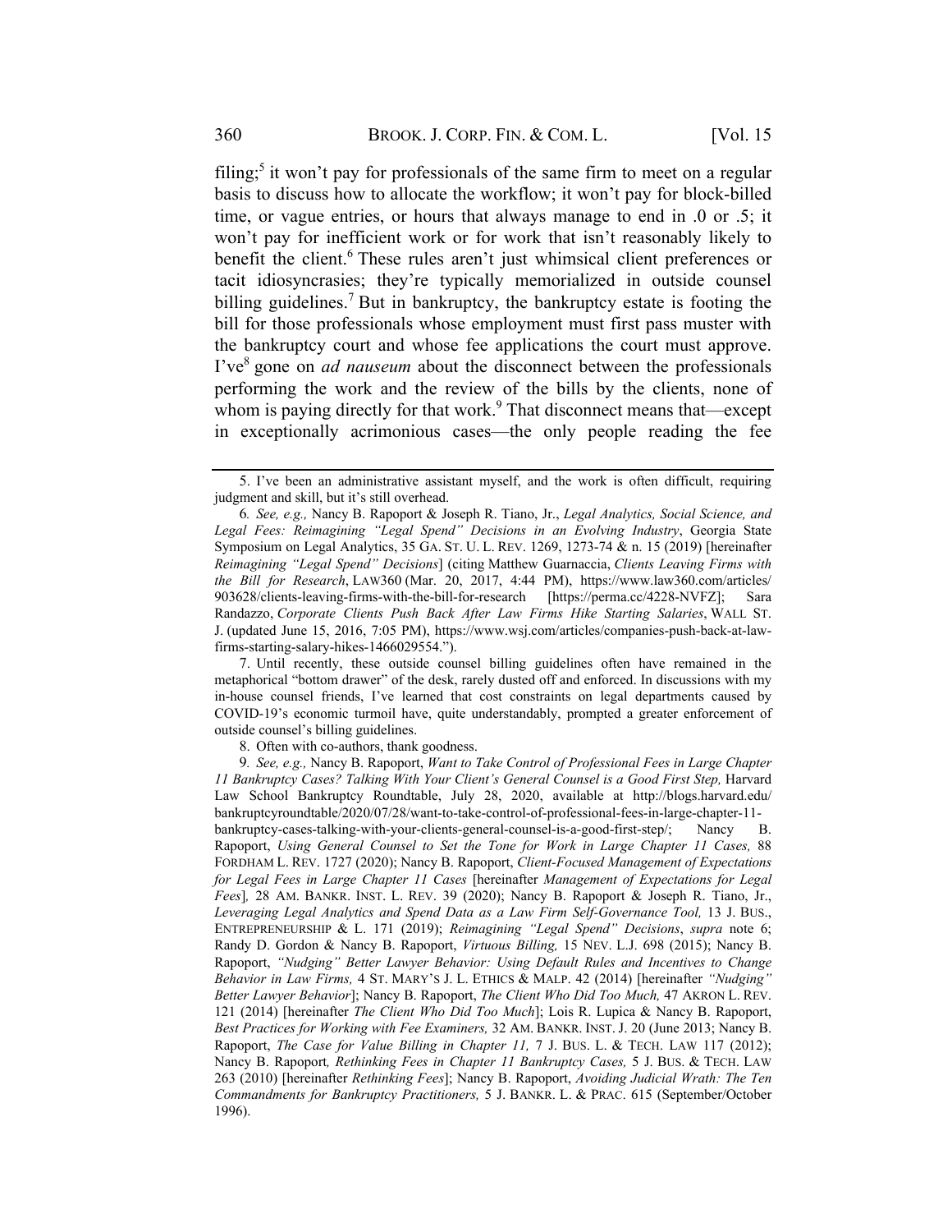filing;[5] it won't pay for professionals of the same firm to meet on a regular basis to discuss how to allocate the workflow; it won't pay for block-billed time, or vague entries, or hours that always manage to end in .0 or .5; it won't pay for inefficient work or for work that isn't reasonably likely to benefit the client.[6] These rules aren't just whimsical client preferences or tacit idiosyncrasies; they're typically memorialized in outside counsel billing guidelines.[7] But in bankruptcy, the bankruptcy estate is footing the bill for those professionals whose employment must first pass muster with the bankruptcy court and whose fee applications the court must approve. I've[8] gone on *ad nauseum* about the disconnect between the professionals performing the work and the review of the bills by the clients, none of whom is paying directly for that work.[9] That disconnect means that—except in exceptionally acrimonious cases—the only people reading the fee

---

5. I've been an administrative assistant myself, and the work is often difficult, requiring judgment and skill, but it's still overhead.

6. *See, e.g.,* Nancy B. Rapoport & Joseph R. Tiano, Jr., *Legal Analytics, Social Science, and Legal Fees: Reimagining "Legal Spend" Decisions in an Evolving Industry*, Georgia State Symposium on Legal Analytics, 35 GA. ST. U. L. REV. 1269, 1273-74 & n. 15 (2019) [hereinafter *Reimagining "Legal Spend" Decisions*] (citing Matthew Guarnaccia, *Clients Leaving Firms with the Bill for Research*, LAW360 (Mar. 20, 2017, 4:44 PM), https://www.law360.com/articles/903628/clients-leaving-firms-with-the-bill-for-research [https://perma.cc/4228-NVFZ]; Sara Randazzo, *Corporate Clients Push Back After Law Firms Hike Starting Salaries*, WALL ST. J. (updated June 15, 2016, 7:05 PM), https://www.wsj.com/articles/companies-push-back-at-law-firms-starting-salary-hikes-1466029554.").

7. Until recently, these outside counsel billing guidelines often have remained in the metaphorical "bottom drawer" of the desk, rarely dusted off and enforced. In discussions with my in-house counsel friends, I've learned that cost constraints on legal departments caused by COVID-19's economic turmoil have, quite understandably, prompted a greater enforcement of outside counsel's billing guidelines.

8. Often with co-authors, thank goodness.

9. *See, e.g.,* Nancy B. Rapoport, *Want to Take Control of Professional Fees in Large Chapter 11 Bankruptcy Cases? Talking With Your Client's General Counsel is a Good First Step,* Harvard Law School Bankruptcy Roundtable, July 28, 2020, available at http://blogs.harvard.edu/bankruptcyroundtable/2020/07/28/want-to-take-control-of-professional-fees-in-large-chapter-11-bankruptcy-cases-talking-with-your-clients-general-counsel-is-a-good-first-step/; Nancy B. Rapoport, *Using General Counsel to Set the Tone for Work in Large Chapter 11 Cases,* 88 FORDHAM L. REV. 1727 (2020); Nancy B. Rapoport, *Client-Focused Management of Expectations for Legal Fees in Large Chapter 11 Cases* [hereinafter *Management of Expectations for Legal Fees*]*,* 28 AM. BANKR. INST. L. REV. 39 (2020); Nancy B. Rapoport & Joseph R. Tiano, Jr., *Leveraging Legal Analytics and Spend Data as a Law Firm Self-Governance Tool,* 13 J. BUS., ENTREPRENEURSHIP & L. 171 (2019); *Reimagining "Legal Spend" Decisions*, *supra* note 6; Randy D. Gordon & Nancy B. Rapoport, *Virtuous Billing,* 15 NEV. L.J. 698 (2015); Nancy B. Rapoport, *"Nudging" Better Lawyer Behavior: Using Default Rules and Incentives to Change Behavior in Law Firms,* 4 ST. MARY'S J. L. ETHICS & MALP. 42 (2014) [hereinafter *"Nudging" Better Lawyer Behavior*]; Nancy B. Rapoport, *The Client Who Did Too Much,* 47 AKRON L. REV. 121 (2014) [hereinafter *The Client Who Did Too Much*]; Lois R. Lupica & Nancy B. Rapoport, *Best Practices for Working with Fee Examiners,* 32 AM. BANKR. INST. J. 20 (June 2013; Nancy B. Rapoport, *The Case for Value Billing in Chapter 11,* 7 J. BUS. L. & TECH. LAW 117 (2012); Nancy B. Rapoport*, Rethinking Fees in Chapter 11 Bankruptcy Cases,* 5 J. BUS. & TECH. LAW 263 (2010) [hereinafter *Rethinking Fees*]; Nancy B. Rapoport, *Avoiding Judicial Wrath: The Ten Commandments for Bankruptcy Practitioners,* 5 J. BANKR. L. & PRAC. 615 (September/October 1996).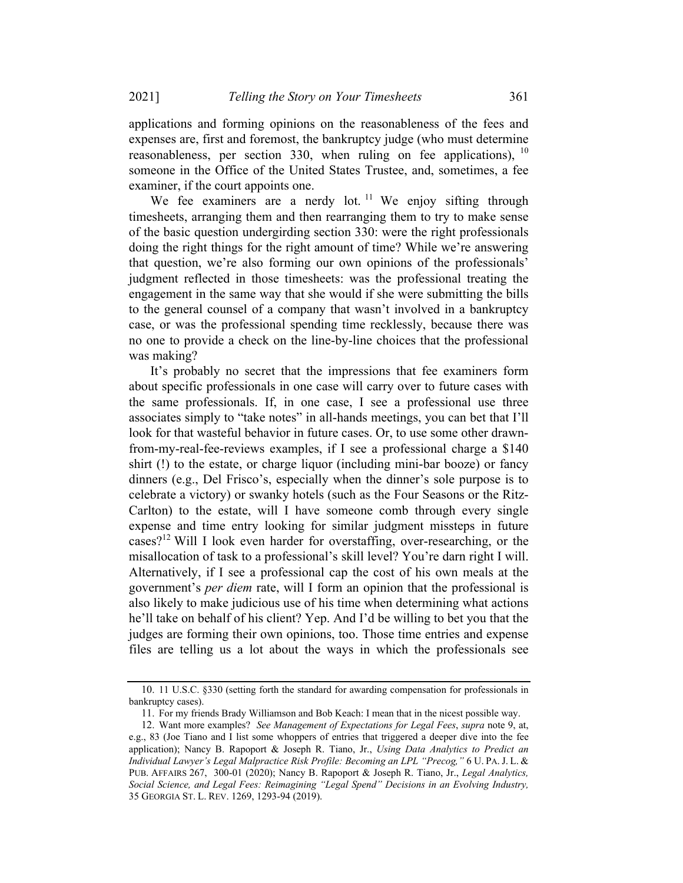applications and forming opinions on the reasonableness of the fees and expenses are, first and foremost, the bankruptcy judge (who must determine reasonableness, per section 330, when ruling on fee applications), [10] someone in the Office of the United States Trustee, and, sometimes, a fee examiner, if the court appoints one.

We fee examiners are a nerdy lot. [11] We enjoy sifting through timesheets, arranging them and then rearranging them to try to make sense of the basic question undergirding section 330: were the right professionals doing the right things for the right amount of time? While we're answering that question, we're also forming our own opinions of the professionals' judgment reflected in those timesheets: was the professional treating the engagement in the same way that she would if she were submitting the bills to the general counsel of a company that wasn't involved in a bankruptcy case, or was the professional spending time recklessly, because there was no one to provide a check on the line-by-line choices that the professional was making?

It's probably no secret that the impressions that fee examiners form about specific professionals in one case will carry over to future cases with the same professionals. If, in one case, I see a professional use three associates simply to "take notes" in all-hands meetings, you can bet that I'll look for that wasteful behavior in future cases. Or, to use some other drawn-from-my-real-fee-reviews examples, if I see a professional charge a $140 shirt (!) to the estate, or charge liquor (including mini-bar booze) or fancy dinners (e.g., Del Frisco's, especially when the dinner's sole purpose is to celebrate a victory) or swanky hotels (such as the Four Seasons or the Ritz-Carlton) to the estate, will I have someone comb through every single expense and time entry looking for similar judgment missteps in future cases?[12] Will I look even harder for overstaffing, over-researching, or the misallocation of task to a professional's skill level? You're darn right I will. Alternatively, if I see a professional cap the cost of his own meals at the government's *per diem* rate, will I form an opinion that the professional is also likely to make judicious use of his time when determining what actions he'll take on behalf of his client? Yep. And I'd be willing to bet you that the judges are forming their own opinions, too. Those time entries and expense files are telling us a lot about the ways in which the professionals see

---

10. 11 U.S.C. §330 (setting forth the standard for awarding compensation for professionals in bankruptcy cases).

11. For my friends Brady Williamson and Bob Keach: I mean that in the nicest possible way.

12. Want more examples? *See Management of Expectations for Legal Fees*, *supra* note 9, at, e.g., 83 (Joe Tiano and I list some whoppers of entries that triggered a deeper dive into the fee application); Nancy B. Rapoport & Joseph R. Tiano, Jr., *Using Data Analytics to Predict an Individual Lawyer's Legal Malpractice Risk Profile: Becoming an LPL "Precog,"* 6 U. PA. J. L. & PUB. AFFAIRS 267, 300-01 (2020); Nancy B. Rapoport & Joseph R. Tiano, Jr., *Legal Analytics, Social Science, and Legal Fees: Reimagining "Legal Spend" Decisions in an Evolving Industry,* 35 GEORGIA ST. L. REV. 1269, 1293-94 (2019).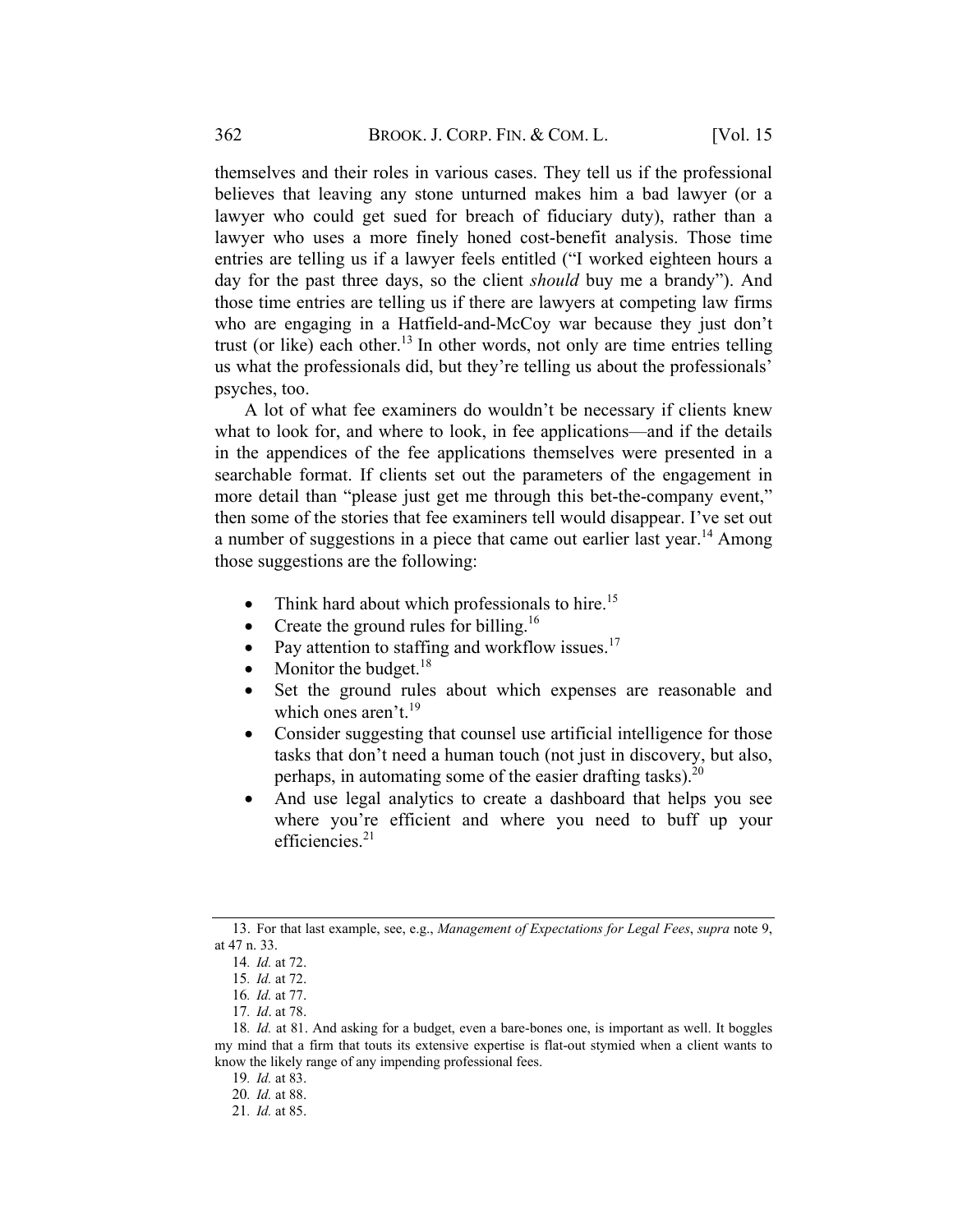themselves and their roles in various cases. They tell us if the professional believes that leaving any stone unturned makes him a bad lawyer (or a lawyer who could get sued for breach of fiduciary duty), rather than a lawyer who uses a more finely honed cost-benefit analysis. Those time entries are telling us if a lawyer feels entitled ("I worked eighteen hours a day for the past three days, so the client *should* buy me a brandy"). And those time entries are telling us if there are lawyers at competing law firms who are engaging in a Hatfield-and-McCoy war because they just don't trust (or like) each other.[13] In other words, not only are time entries telling us what the professionals did, but they're telling us about the professionals' psyches, too.

A lot of what fee examiners do wouldn't be necessary if clients knew what to look for, and where to look, in fee applications—and if the details in the appendices of the fee applications themselves were presented in a searchable format. If clients set out the parameters of the engagement in more detail than "please just get me through this bet-the-company event," then some of the stories that fee examiners tell would disappear. I've set out a number of suggestions in a piece that came out earlier last year.[14] Among those suggestions are the following:

- Think hard about which professionals to hire.[15]
- Create the ground rules for billing.[16]
- Pay attention to staffing and workflow issues.[17]
- Monitor the budget.[18]
- Set the ground rules about which expenses are reasonable and which ones aren't.[19]
- Consider suggesting that counsel use artificial intelligence for those tasks that don't need a human touch (not just in discovery, but also, perhaps, in automating some of the easier drafting tasks).[20]
- And use legal analytics to create a dashboard that helps you see where you're efficient and where you need to buff up your efficiencies.[21]

---

13. For that last example, see, e.g., *Management of Expectations for Legal Fees*, *supra* note 9, at 47 n. 33.

14. *Id.* at 72.

15. *Id.* at 72.

16. *Id.* at 77.

17. *Id*. at 78.

18. *Id.* at 81. And asking for a budget, even a bare-bones one, is important as well. It boggles my mind that a firm that touts its extensive expertise is flat-out stymied when a client wants to know the likely range of any impending professional fees.

19. *Id.* at 83.

20. *Id.* at 88.

21. *Id.* at 85.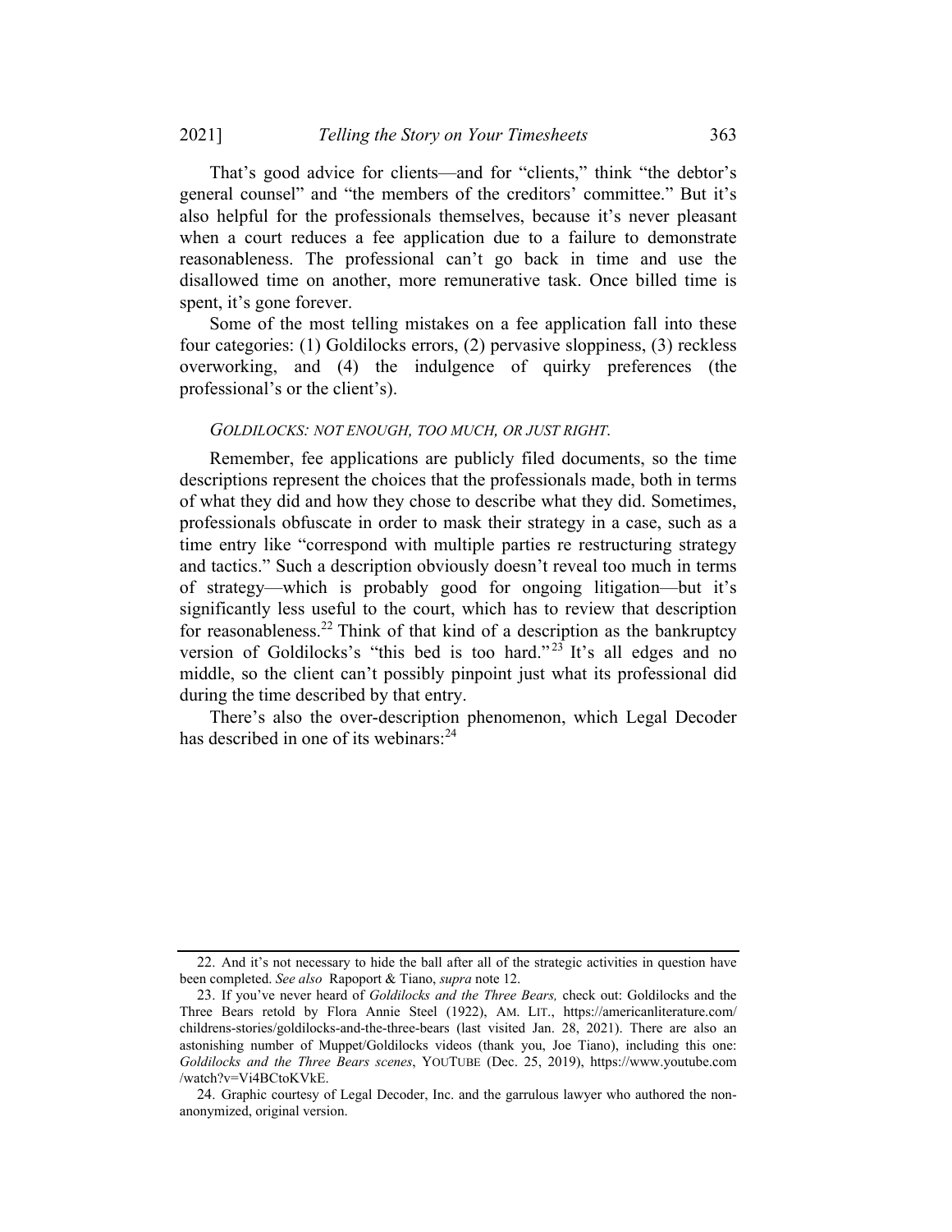That's good advice for clients—and for "clients," think "the debtor's general counsel" and "the members of the creditors' committee." But it's also helpful for the professionals themselves, because it's never pleasant when a court reduces a fee application due to a failure to demonstrate reasonableness. The professional can't go back in time and use the disallowed time on another, more remunerative task. Once billed time is spent, it's gone forever.

Some of the most telling mistakes on a fee application fall into these four categories: (1) Goldilocks errors, (2) pervasive sloppiness, (3) reckless overworking, and (4) the indulgence of quirky preferences (the professional's or the client's).

*GOLDILOCKS: NOT ENOUGH, TOO MUCH, OR JUST RIGHT.*

Remember, fee applications are publicly filed documents, so the time descriptions represent the choices that the professionals made, both in terms of what they did and how they chose to describe what they did. Sometimes, professionals obfuscate in order to mask their strategy in a case, such as a time entry like "correspond with multiple parties re restructuring strategy and tactics." Such a description obviously doesn't reveal too much in terms of strategy—which is probably good for ongoing litigation—but it's significantly less useful to the court, which has to review that description for reasonableness.[22] Think of that kind of a description as the bankruptcy version of Goldilocks's "this bed is too hard."[23] It's all edges and no middle, so the client can't possibly pinpoint just what its professional did during the time described by that entry.

There's also the over-description phenomenon, which Legal Decoder has described in one of its webinars:[24]

---

22. And it's not necessary to hide the ball after all of the strategic activities in question have been completed. *See also* Rapoport & Tiano, *supra* note 12.

23. If you've never heard of *Goldilocks and the Three Bears,* check out: Goldilocks and the Three Bears retold by Flora Annie Steel (1922), AM. LIT., https://americanliterature.com/childrens-stories/goldilocks-and-the-three-bears (last visited Jan. 28, 2021). There are also an astonishing number of Muppet/Goldilocks videos (thank you, Joe Tiano), including this one: *Goldilocks and the Three Bears scenes*, YOUTUBE (Dec. 25, 2019), https://www.youtube.com/watch?v=Vi4BCtoKVkE.

24. Graphic courtesy of Legal Decoder, Inc. and the garrulous lawyer who authored the non-anonymized, original version.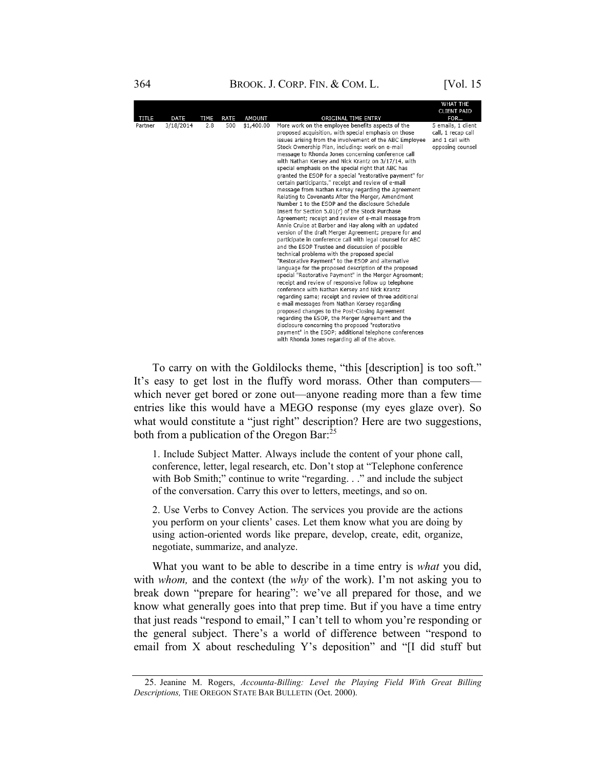| TITLE | DATE | TIME | RATE | AMOUNT | ORIGINAL TIME ENTRY | WHAT THE CLIENT PAID FOR… |
|---|---|---|---|---|---|---|
| Partner | 3/18/2014 | 2.8 | 500 | $1,400.00 | More work on the employee benefits aspects of the proposed acquisition, with special emphasis on those issues arising from the involvement of the ABC Employee Stock Ownership Plan, including: work on e-mail message to Rhonda Jones concerning conference call with Nathan Kersey and Nick Krantz on 3/17/14, with special emphasis on the special right that ABC has granted the ESOP for a special "restorative payment" for certain participants," receipt and review of e-mail message from Nathan Kersey regarding the Agreement Relating to Covenants After the Merger, Amendment Number 1 to the ESOP and the disclosure Schedule Insert for Section 5.01(r) of the Stock Purchase Agreement; receipt and review of e-mail message from Annie Cruise at Barber and Hay along with an updated version of the draft Merger Agreement; prepare for and participate in conference call with legal counsel for ABC and the ESOP Trustee and discussion of possible technical problems with the proposed special "Restorative Payment" to the ESOP and alternative language for the proposed description of the proposed special "Restorative Payment" in the Merger Agreement; receipt and review of responsive follow up telephone conference with Nathan Kersey and Nick Krantz regarding same; receipt and review of three additional e-mail messages from Nathan Kersey regarding proposed changes to the Post-Closing Agreement regarding the ESOP, the Merger Agreement and the disclosure concerning the proposed "restorative payment" in the ESOP; additional telephone conferences with Rhonda Jones regarding all of the above. | 5 emails, 1 client call, 1 recap call and 1 call with opposing counsel |

To carry on with the Goldilocks theme, "this [description] is too soft." It's easy to get lost in the fluffy word morass. Other than computers—which never get bored or zone out—anyone reading more than a few time entries like this would have a MEGO response (my eyes glaze over). So what would constitute a "just right" description? Here are two suggestions, both from a publication of the Oregon Bar:[25]

> 1. Include Subject Matter. Always include the content of your phone call, conference, letter, legal research, etc. Don't stop at "Telephone conference with Bob Smith;" continue to write "regarding. . ." and include the subject of the conversation. Carry this over to letters, meetings, and so on.
>
> 2. Use Verbs to Convey Action. The services you provide are the actions you perform on your clients' cases. Let them know what you are doing by using action-oriented words like prepare, develop, create, edit, organize, negotiate, summarize, and analyze.

What you want to be able to describe in a time entry is *what* you did, with *whom,* and the context (the *why* of the work). I'm not asking you to break down "prepare for hearing": we've all prepared for those, and we know what generally goes into that prep time. But if you have a time entry that just reads "respond to email," I can't tell to whom you're responding or the general subject. There's a world of difference between "respond to email from X about rescheduling Y's deposition" and "[I did stuff but

25. Jeanine M. Rogers, *Accounta-Billing: Level the Playing Field With Great Billing Descriptions,* THE OREGON STATE BAR BULLETIN (Oct. 2000).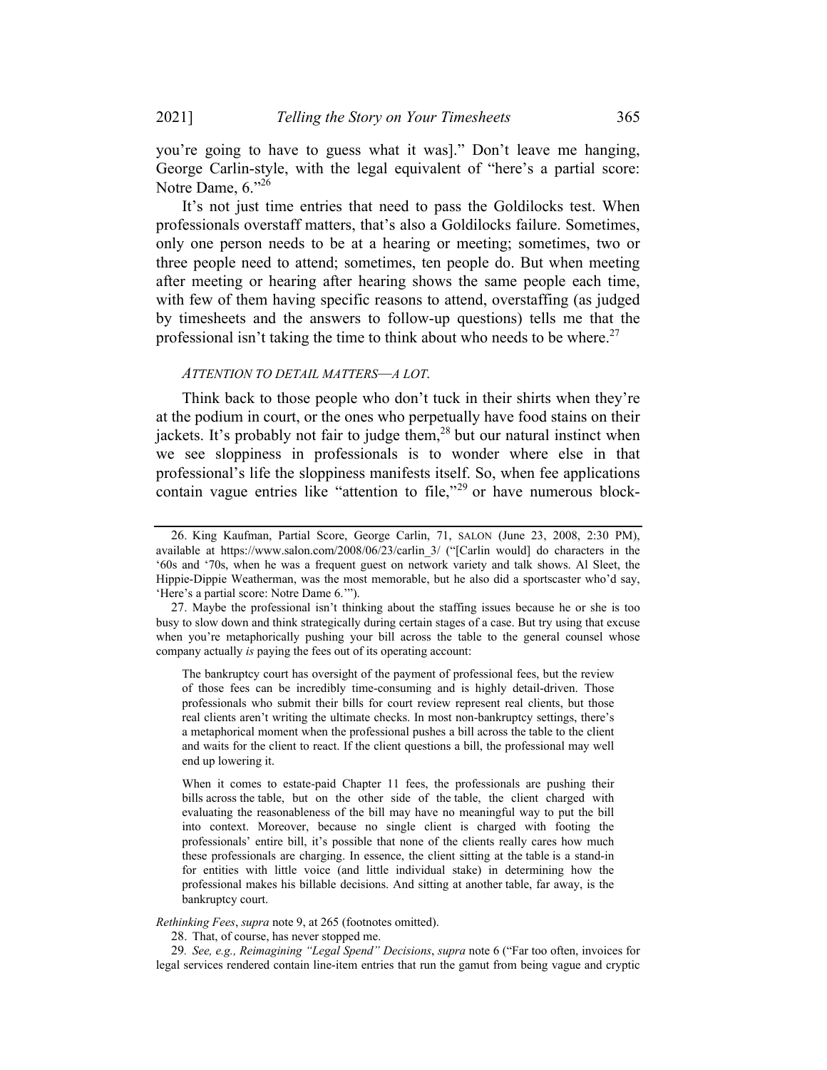you're going to have to guess what it was]." Don't leave me hanging, George Carlin-style, with the legal equivalent of "here's a partial score: Notre Dame, 6."[26]

It's not just time entries that need to pass the Goldilocks test. When professionals overstaff matters, that's also a Goldilocks failure. Sometimes, only one person needs to be at a hearing or meeting; sometimes, two or three people need to attend; sometimes, ten people do. But when meeting after meeting or hearing after hearing shows the same people each time, with few of them having specific reasons to attend, overstaffing (as judged by timesheets and the answers to follow-up questions) tells me that the professional isn't taking the time to think about who needs to be where.[27]

*ATTENTION TO DETAIL MATTERS—A LOT.*

Think back to those people who don't tuck in their shirts when they're at the podium in court, or the ones who perpetually have food stains on their jackets. It's probably not fair to judge them,[28] but our natural instinct when we see sloppiness in professionals is to wonder where else in that professional's life the sloppiness manifests itself. So, when fee applications contain vague entries like "attention to file,"[29] or have numerous block-

---

26. King Kaufman, Partial Score, George Carlin, 71, SALON (June 23, 2008, 2:30 PM), available at https://www.salon.com/2008/06/23/carlin_3/ ("[Carlin would] do characters in the '60s and '70s, when he was a frequent guest on network variety and talk shows. Al Sleet, the Hippie-Dippie Weatherman, was the most memorable, but he also did a sportscaster who'd say, 'Here's a partial score: Notre Dame 6.'").

27. Maybe the professional isn't thinking about the staffing issues because he or she is too busy to slow down and think strategically during certain stages of a case. But try using that excuse when you're metaphorically pushing your bill across the table to the general counsel whose company actually *is* paying the fees out of its operating account:

> The bankruptcy court has oversight of the payment of professional fees, but the review of those fees can be incredibly time-consuming and is highly detail-driven. Those professionals who submit their bills for court review represent real clients, but those real clients aren't writing the ultimate checks. In most non-bankruptcy settings, there's a metaphorical moment when the professional pushes a bill across the table to the client and waits for the client to react. If the client questions a bill, the professional may well end up lowering it.
>
> When it comes to estate-paid Chapter 11 fees, the professionals are pushing their bills across the table, but on the other side of the table, the client charged with evaluating the reasonableness of the bill may have no meaningful way to put the bill into context. Moreover, because no single client is charged with footing the professionals' entire bill, it's possible that none of the clients really cares how much these professionals are charging. In essence, the client sitting at the table is a stand-in for entities with little voice (and little individual stake) in determining how the professional makes his billable decisions. And sitting at another table, far away, is the bankruptcy court.

*Rethinking Fees*, *supra* note 9, at 265 (footnotes omitted).

28. That, of course, has never stopped me.

29. *See, e.g., Reimagining "Legal Spend" Decisions*, *supra* note 6 ("Far too often, invoices for legal services rendered contain line-item entries that run the gamut from being vague and cryptic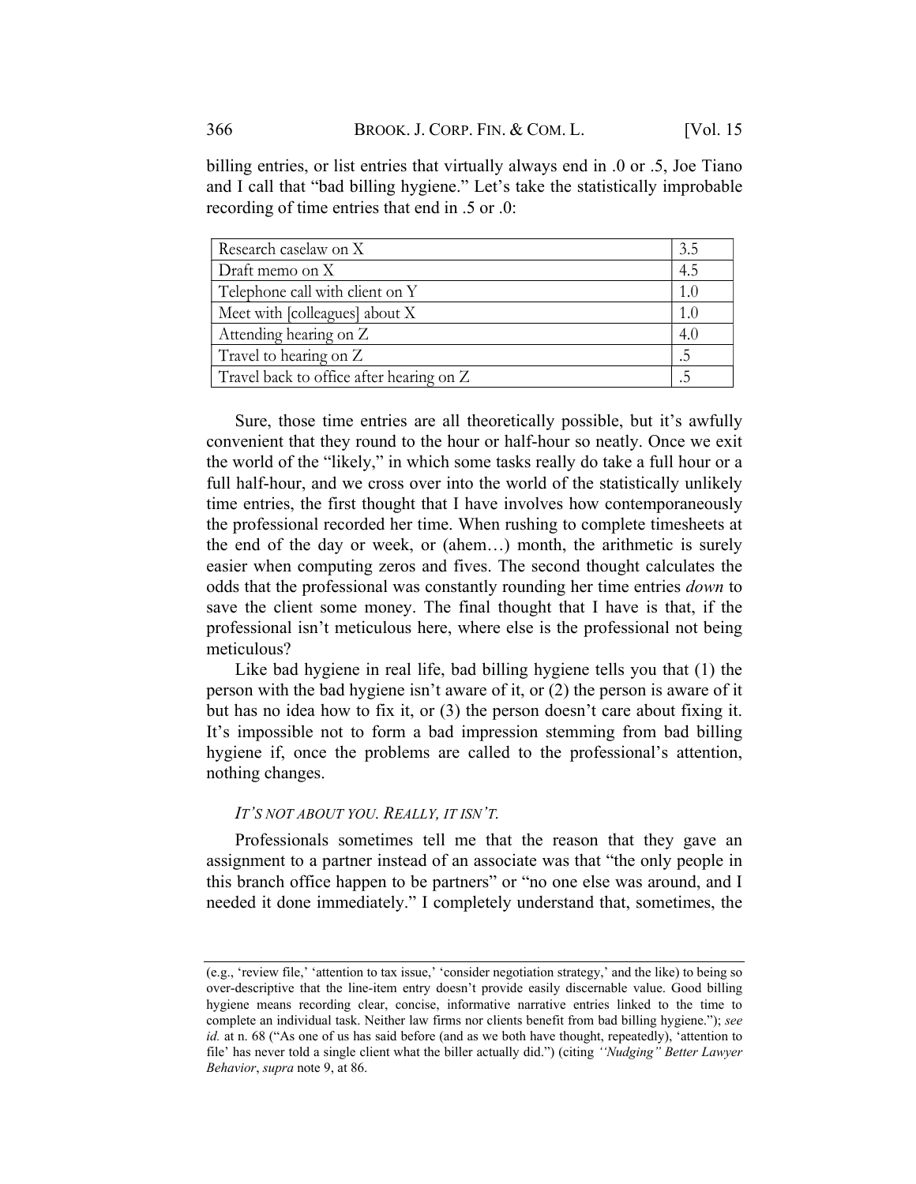billing entries, or list entries that virtually always end in .0 or .5, Joe Tiano and I call that "bad billing hygiene." Let's take the statistically improbable recording of time entries that end in .5 or .0:

| | |
|---|---|
| Research caselaw on X | 3.5 |
| Draft memo on X | 4.5 |
| Telephone call with client on Y | 1.0 |
| Meet with [colleagues] about X | 1.0 |
| Attending hearing on Z | 4.0 |
| Travel to hearing on Z | .5 |
| Travel back to office after hearing on Z | .5 |

Sure, those time entries are all theoretically possible, but it's awfully convenient that they round to the hour or half-hour so neatly. Once we exit the world of the "likely," in which some tasks really do take a full hour or a full half-hour, and we cross over into the world of the statistically unlikely time entries, the first thought that I have involves how contemporaneously the professional recorded her time. When rushing to complete timesheets at the end of the day or week, or (ahem…) month, the arithmetic is surely easier when computing zeros and fives. The second thought calculates the odds that the professional was constantly rounding her time entries *down* to save the client some money. The final thought that I have is that, if the professional isn't meticulous here, where else is the professional not being meticulous?

Like bad hygiene in real life, bad billing hygiene tells you that (1) the person with the bad hygiene isn't aware of it, or (2) the person is aware of it but has no idea how to fix it, or (3) the person doesn't care about fixing it. It's impossible not to form a bad impression stemming from bad billing hygiene if, once the problems are called to the professional's attention, nothing changes.

*IT'S NOT ABOUT YOU. REALLY, IT ISN'T.*

Professionals sometimes tell me that the reason that they gave an assignment to a partner instead of an associate was that "the only people in this branch office happen to be partners" or "no one else was around, and I needed it done immediately." I completely understand that, sometimes, the

(e.g., 'review file,' 'attention to tax issue,' 'consider negotiation strategy,' and the like) to being so over-descriptive that the line-item entry doesn't provide easily discernable value. Good billing hygiene means recording clear, concise, informative narrative entries linked to the time to complete an individual task. Neither law firms nor clients benefit from bad billing hygiene."); *see id.* at n. 68 ("As one of us has said before (and as we both have thought, repeatedly), 'attention to file' has never told a single client what the biller actually did.") (citing *''Nudging" Better Lawyer Behavior*, *supra* note 9, at 86.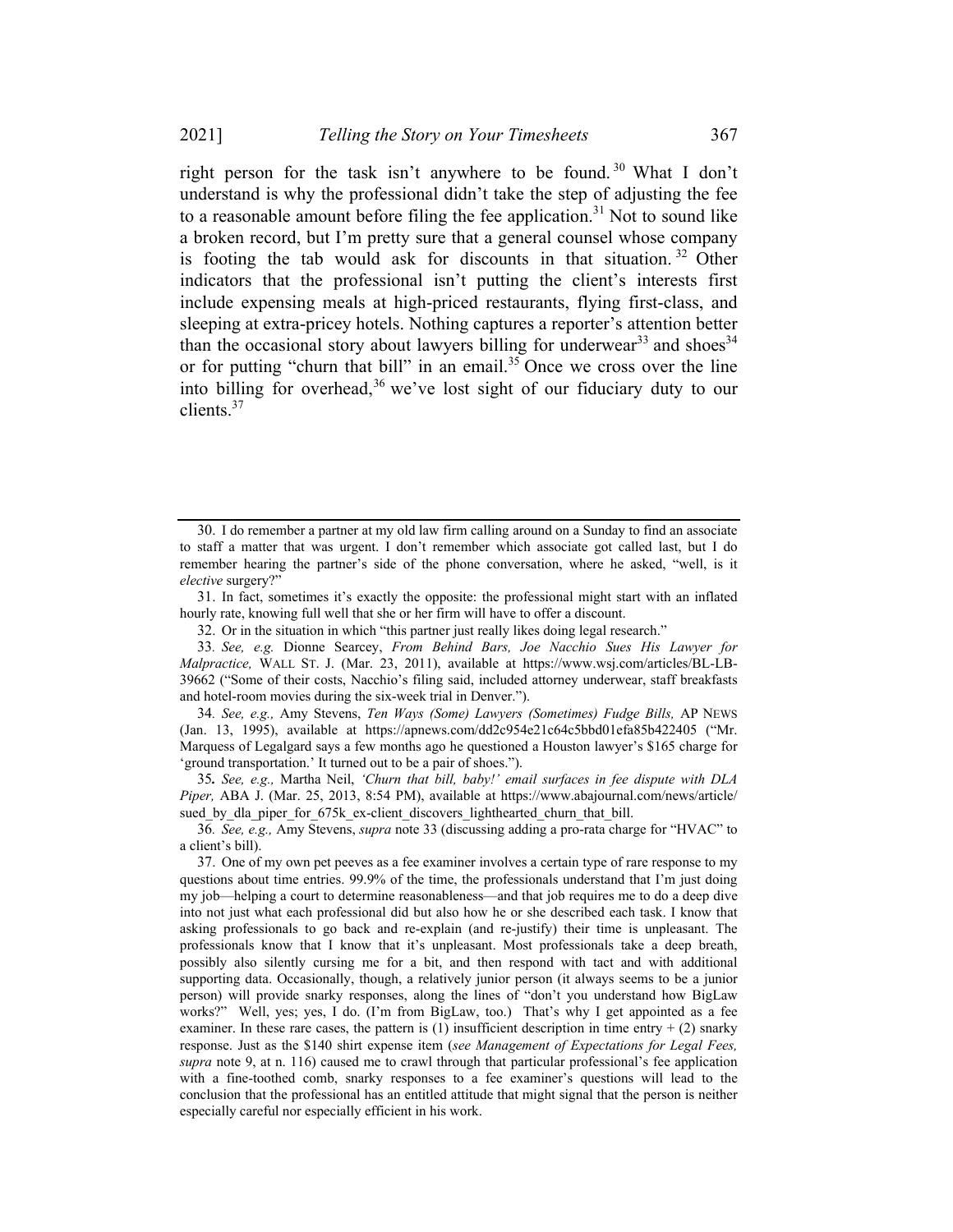right person for the task isn't anywhere to be found.[30] What I don't understand is why the professional didn't take the step of adjusting the fee to a reasonable amount before filing the fee application.[31] Not to sound like a broken record, but I'm pretty sure that a general counsel whose company is footing the tab would ask for discounts in that situation.[32] Other indicators that the professional isn't putting the client's interests first include expensing meals at high-priced restaurants, flying first-class, and sleeping at extra-pricey hotels. Nothing captures a reporter's attention better than the occasional story about lawyers billing for underwear[33] and shoes[34] or for putting "churn that bill" in an email.[35] Once we cross over the line into billing for overhead,[36] we've lost sight of our fiduciary duty to our clients.[37]

---

30. I do remember a partner at my old law firm calling around on a Sunday to find an associate to staff a matter that was urgent. I don't remember which associate got called last, but I do remember hearing the partner's side of the phone conversation, where he asked, "well, is it *elective* surgery?"

31. In fact, sometimes it's exactly the opposite: the professional might start with an inflated hourly rate, knowing full well that she or her firm will have to offer a discount.

32. Or in the situation in which "this partner just really likes doing legal research."

33. *See, e.g.* Dionne Searcey, *From Behind Bars, Joe Nacchio Sues His Lawyer for Malpractice,* WALL ST. J. (Mar. 23, 2011), available at https://www.wsj.com/articles/BL-LB-39662 ("Some of their costs, Nacchio's filing said, included attorney underwear, staff breakfasts and hotel-room movies during the six-week trial in Denver.").

34. *See, e.g.,* Amy Stevens, *Ten Ways (Some) Lawyers (Sometimes) Fudge Bills,* AP NEWS (Jan. 13, 1995), available at https://apnews.com/dd2c954e21c64c5bbd01efa85b422405 ("Mr. Marquess of Legalgard says a few months ago he questioned a Houston lawyer's $165 charge for 'ground transportation.' It turned out to be a pair of shoes.").

35. *See, e.g.,* Martha Neil, *'Churn that bill, baby!' email surfaces in fee dispute with DLA Piper,* ABA J. (Mar. 25, 2013, 8:54 PM), available at https://www.abajournal.com/news/article/sued_by_dla_piper_for_675k_ex-client_discovers_lighthearted_churn_that_bill.

36. *See, e.g.,* Amy Stevens, *supra* note 33 (discussing adding a pro-rata charge for "HVAC" to a client's bill).

37. One of my own pet peeves as a fee examiner involves a certain type of rare response to my questions about time entries. 99.9% of the time, the professionals understand that I'm just doing my job—helping a court to determine reasonableness—and that job requires me to do a deep dive into not just what each professional did but also how he or she described each task. I know that asking professionals to go back and re-explain (and re-justify) their time is unpleasant. The professionals know that I know that it's unpleasant. Most professionals take a deep breath, possibly also silently cursing me for a bit, and then respond with tact and with additional supporting data. Occasionally, though, a relatively junior person (it always seems to be a junior person) will provide snarky responses, along the lines of "don't you understand how BigLaw works?" Well, yes; yes, I do. (I'm from BigLaw, too.) That's why I get appointed as a fee examiner. In these rare cases, the pattern is (1) insufficient description in time entry + (2) snarky response. Just as the $140 shirt expense item (*see Management of Expectations for Legal Fees, supra* note 9, at n. 116) caused me to crawl through that particular professional's fee application with a fine-toothed comb, snarky responses to a fee examiner's questions will lead to the conclusion that the professional has an entitled attitude that might signal that the person is neither especially careful nor especially efficient in his work.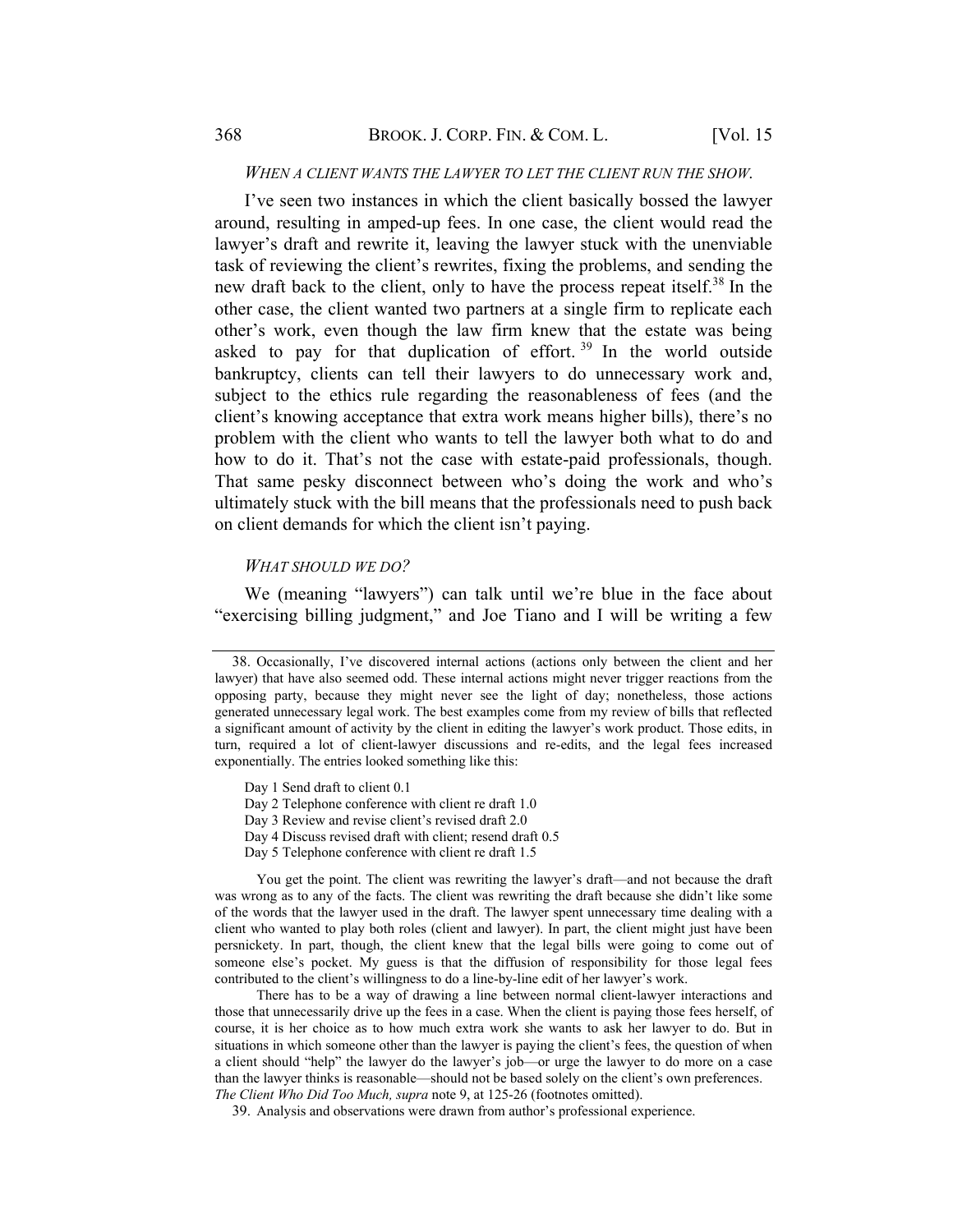*WHEN A CLIENT WANTS THE LAWYER TO LET THE CLIENT RUN THE SHOW.*

I've seen two instances in which the client basically bossed the lawyer around, resulting in amped-up fees. In one case, the client would read the lawyer's draft and rewrite it, leaving the lawyer stuck with the unenviable task of reviewing the client's rewrites, fixing the problems, and sending the new draft back to the client, only to have the process repeat itself.[38] In the other case, the client wanted two partners at a single firm to replicate each other's work, even though the law firm knew that the estate was being asked to pay for that duplication of effort.[39] In the world outside bankruptcy, clients can tell their lawyers to do unnecessary work and, subject to the ethics rule regarding the reasonableness of fees (and the client's knowing acceptance that extra work means higher bills), there's no problem with the client who wants to tell the lawyer both what to do and how to do it. That's not the case with estate-paid professionals, though. That same pesky disconnect between who's doing the work and who's ultimately stuck with the bill means that the professionals need to push back on client demands for which the client isn't paying.

*WHAT SHOULD WE DO?*

We (meaning "lawyers") can talk until we're blue in the face about "exercising billing judgment," and Joe Tiano and I will be writing a few

---

38. Occasionally, I've discovered internal actions (actions only between the client and her lawyer) that have also seemed odd. These internal actions might never trigger reactions from the opposing party, because they might never see the light of day; nonetheless, those actions generated unnecessary legal work. The best examples come from my review of bills that reflected a significant amount of activity by the client in editing the lawyer's work product. Those edits, in turn, required a lot of client-lawyer discussions and re-edits, and the legal fees increased exponentially. The entries looked something like this:

Day 1 Send draft to client 0.1
Day 2 Telephone conference with client re draft 1.0
Day 3 Review and revise client's revised draft 2.0
Day 4 Discuss revised draft with client; resend draft 0.5
Day 5 Telephone conference with client re draft 1.5

You get the point. The client was rewriting the lawyer's draft—and not because the draft was wrong as to any of the facts. The client was rewriting the draft because she didn't like some of the words that the lawyer used in the draft. The lawyer spent unnecessary time dealing with a client who wanted to play both roles (client and lawyer). In part, the client might just have been persnickety. In part, though, the client knew that the legal bills were going to come out of someone else's pocket. My guess is that the diffusion of responsibility for those legal fees contributed to the client's willingness to do a line-by-line edit of her lawyer's work.

There has to be a way of drawing a line between normal client-lawyer interactions and those that unnecessarily drive up the fees in a case. When the client is paying those fees herself, of course, it is her choice as to how much extra work she wants to ask her lawyer to do. But in situations in which someone other than the lawyer is paying the client's fees, the question of when a client should "help" the lawyer do the lawyer's job—or urge the lawyer to do more on a case than the lawyer thinks is reasonable—should not be based solely on the client's own preferences. *The Client Who Did Too Much, supra* note 9, at 125-26 (footnotes omitted).

39. Analysis and observations were drawn from author's professional experience.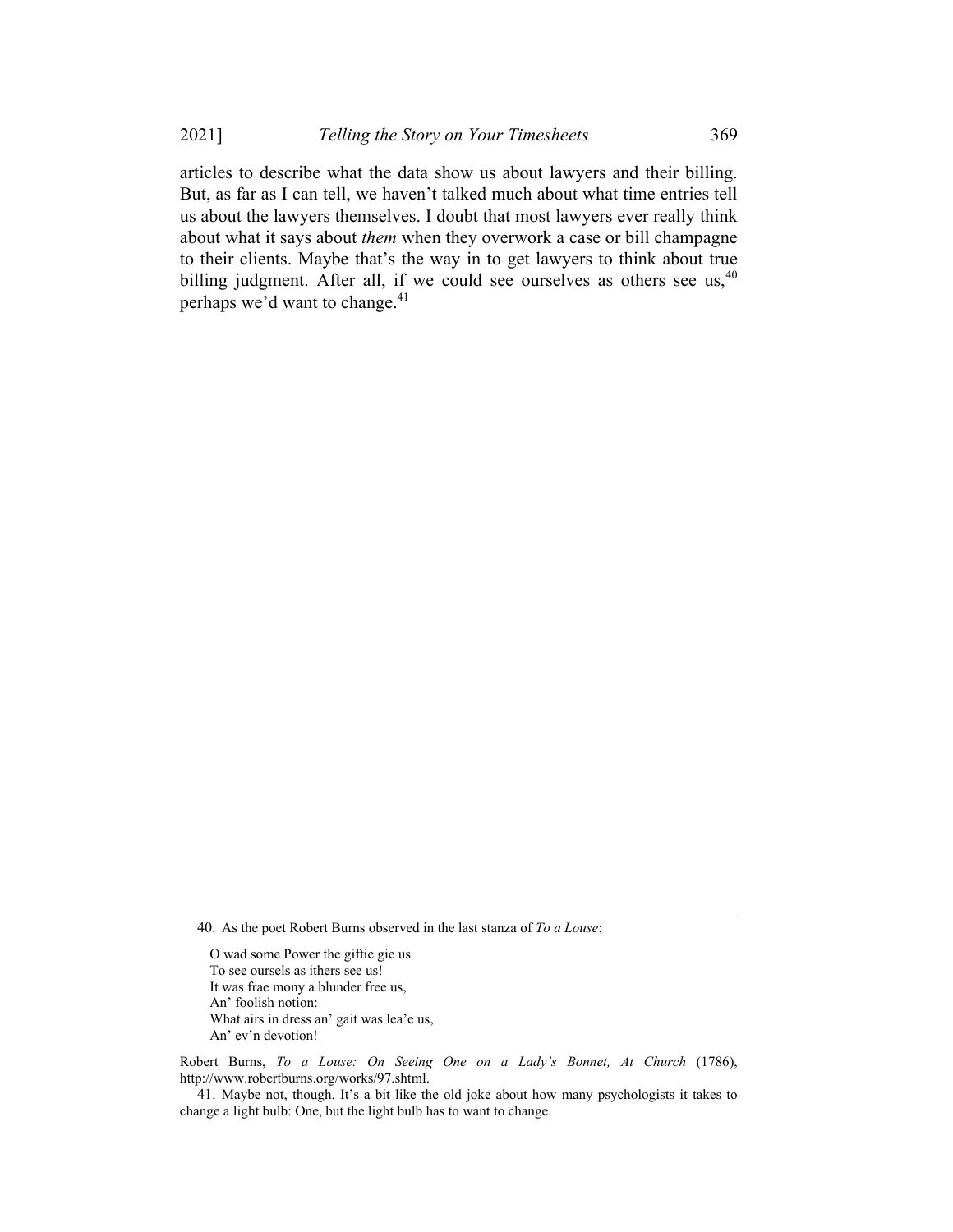articles to describe what the data show us about lawyers and their billing. But, as far as I can tell, we haven't talked much about what time entries tell us about the lawyers themselves. I doubt that most lawyers ever really think about what it says about *them* when they overwork a case or bill champagne to their clients. Maybe that's the way in to get lawyers to think about true billing judgment. After all, if we could see ourselves as others see us,[40] perhaps we'd want to change.[41]

---

40. As the poet Robert Burns observed in the last stanza of *To a Louse*:

> O wad some Power the giftie gie us
> To see oursels as ithers see us!
> It was frae mony a blunder free us,
> An' foolish notion:
> What airs in dress an' gait was lea'e us,
> An' ev'n devotion!

Robert Burns, *To a Louse: On Seeing One on a Lady's Bonnet, At Church* (1786), http://www.robertburns.org/works/97.shtml.

41. Maybe not, though. It's a bit like the old joke about how many psychologists it takes to change a light bulb: One, but the light bulb has to want to change.